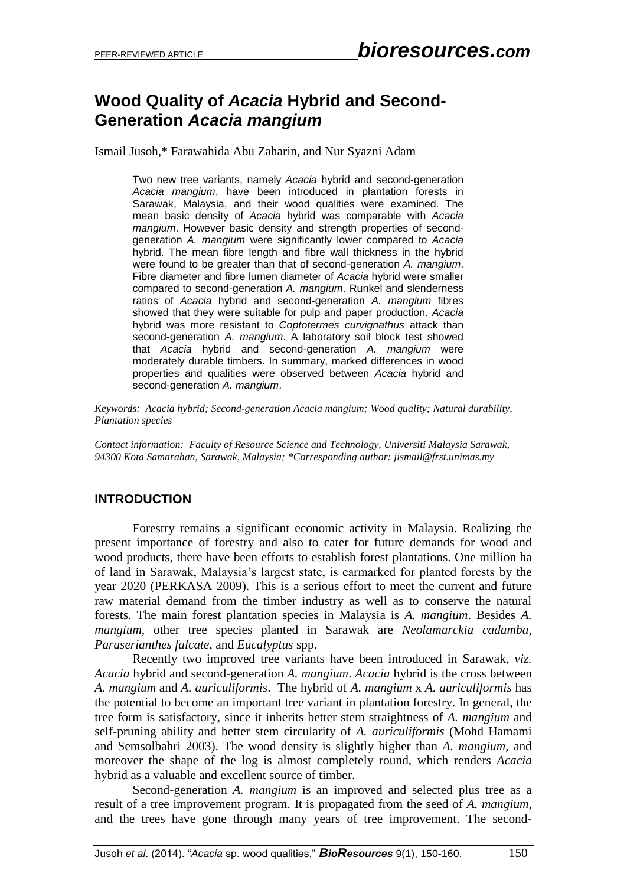# Wood Quality of *Acacia* Hybrid and Second-Generation *Acacia mangium*

Ismail Jusoh,* Farawahida Abu Zaharin, and Nur Syazni Adam

> Two new tree variants, namely *Acacia* hybrid and second-generation *Acacia mangium*, have been introduced in plantation forests in Sarawak, Malaysia, and their wood qualities were examined. The mean basic density of *Acacia* hybrid was comparable with *Acacia mangium*. However basic density and strength properties of second-generation *A. mangium* were significantly lower compared to *Acacia* hybrid. The mean fibre length and fibre wall thickness in the hybrid were found to be greater than that of second-generation *A. mangium*. Fibre diameter and fibre lumen diameter of *Acacia* hybrid were smaller compared to second-generation *A. mangium*. Runkel and slenderness ratios of *Acacia* hybrid and second-generation *A. mangium* fibres showed that they were suitable for pulp and paper production. *Acacia* hybrid was more resistant to *Coptotermes curvignathus* attack than second-generation *A. mangium*. A laboratory soil block test showed that *Acacia* hybrid and second-generation *A. mangium* were moderately durable timbers. In summary, marked differences in wood properties and qualities were observed between *Acacia* hybrid and second-generation *A. mangium*.

*Keywords: Acacia hybrid; Second-generation Acacia mangium; Wood quality; Natural durability, Plantation species*

*Contact information: Faculty of Resource Science and Technology, Universiti Malaysia Sarawak, 94300 Kota Samarahan, Sarawak, Malaysia; *Corresponding author: jismail@frst.unimas.my*

## INTRODUCTION

Forestry remains a significant economic activity in Malaysia. Realizing the present importance of forestry and also to cater for future demands for wood and wood products, there have been efforts to establish forest plantations. One million ha of land in Sarawak, Malaysia's largest state, is earmarked for planted forests by the year 2020 (PERKASA 2009). This is a serious effort to meet the current and future raw material demand from the timber industry as well as to conserve the natural forests. The main forest plantation species in Malaysia is *A. mangium*. Besides *A. mangium*, other tree species planted in Sarawak are *Neolamarckia cadamba*, *Paraserianthes falcate*, and *Eucalyptus* spp.

Recently two improved tree variants have been introduced in Sarawak, *viz. Acacia* hybrid and second-generation *A. mangium*. *Acacia* hybrid is the cross between *A. mangium* and *A. auriculiformis*. The hybrid of *A. mangium* x *A. auriculiformis* has the potential to become an important tree variant in plantation forestry. In general, the tree form is satisfactory, since it inherits better stem straightness of *A. mangium* and self-pruning ability and better stem circularity of *A. auriculiformis* (Mohd Hamami and Semsolbahri 2003). The wood density is slightly higher than *A. mangium*, and moreover the shape of the log is almost completely round, which renders *Acacia* hybrid as a valuable and excellent source of timber.

Second-generation *A. mangium* is an improved and selected plus tree as a result of a tree improvement program. It is propagated from the seed of *A. mangium*, and the trees have gone through many years of tree improvement. The second-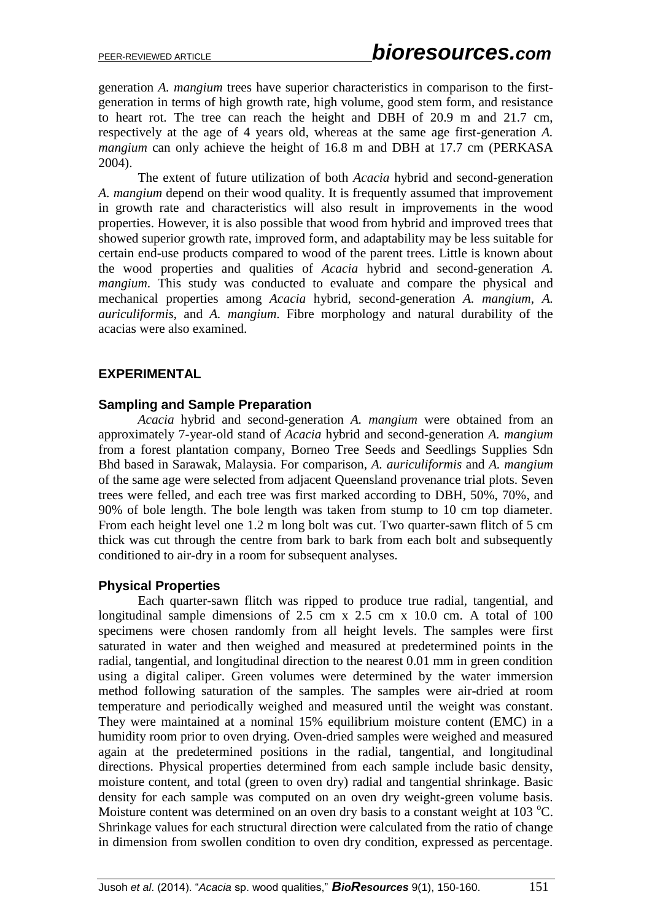generation *A. mangium* trees have superior characteristics in comparison to the first-generation in terms of high growth rate, high volume, good stem form, and resistance to heart rot. The tree can reach the height and DBH of 20.9 m and 21.7 cm, respectively at the age of 4 years old, whereas at the same age first-generation *A. mangium* can only achieve the height of 16.8 m and DBH at 17.7 cm (PERKASA 2004).

The extent of future utilization of both *Acacia* hybrid and second-generation *A. mangium* depend on their wood quality. It is frequently assumed that improvement in growth rate and characteristics will also result in improvements in the wood properties. However, it is also possible that wood from hybrid and improved trees that showed superior growth rate, improved form, and adaptability may be less suitable for certain end-use products compared to wood of the parent trees. Little is known about the wood properties and qualities of *Acacia* hybrid and second-generation *A. mangium*. This study was conducted to evaluate and compare the physical and mechanical properties among *Acacia* hybrid, second-generation *A. mangium*, *A. auriculiformis*, and *A. mangium*. Fibre morphology and natural durability of the acacias were also examined.

## EXPERIMENTAL

### Sampling and Sample Preparation

*Acacia* hybrid and second-generation *A. mangium* were obtained from an approximately 7-year-old stand of *Acacia* hybrid and second-generation *A. mangium* from a forest plantation company, Borneo Tree Seeds and Seedlings Supplies Sdn Bhd based in Sarawak, Malaysia. For comparison, *A. auriculiformis* and *A. mangium* of the same age were selected from adjacent Queensland provenance trial plots. Seven trees were felled, and each tree was first marked according to DBH, 50%, 70%, and 90% of bole length. The bole length was taken from stump to 10 cm top diameter. From each height level one 1.2 m long bolt was cut. Two quarter-sawn flitch of 5 cm thick was cut through the centre from bark to bark from each bolt and subsequently conditioned to air-dry in a room for subsequent analyses.

### Physical Properties

Each quarter-sawn flitch was ripped to produce true radial, tangential, and longitudinal sample dimensions of 2.5 cm x 2.5 cm x 10.0 cm. A total of 100 specimens were chosen randomly from all height levels. The samples were first saturated in water and then weighed and measured at predetermined points in the radial, tangential, and longitudinal direction to the nearest 0.01 mm in green condition using a digital caliper. Green volumes were determined by the water immersion method following saturation of the samples. The samples were air-dried at room temperature and periodically weighed and measured until the weight was constant. They were maintained at a nominal 15% equilibrium moisture content (EMC) in a humidity room prior to oven drying. Oven-dried samples were weighed and measured again at the predetermined positions in the radial, tangential, and longitudinal directions. Physical properties determined from each sample include basic density, moisture content, and total (green to oven dry) radial and tangential shrinkage. Basic density for each sample was computed on an oven dry weight-green volume basis. Moisture content was determined on an oven dry basis to a constant weight at 103 $^{o}$C. Shrinkage values for each structural direction were calculated from the ratio of change in dimension from swollen condition to oven dry condition, expressed as percentage.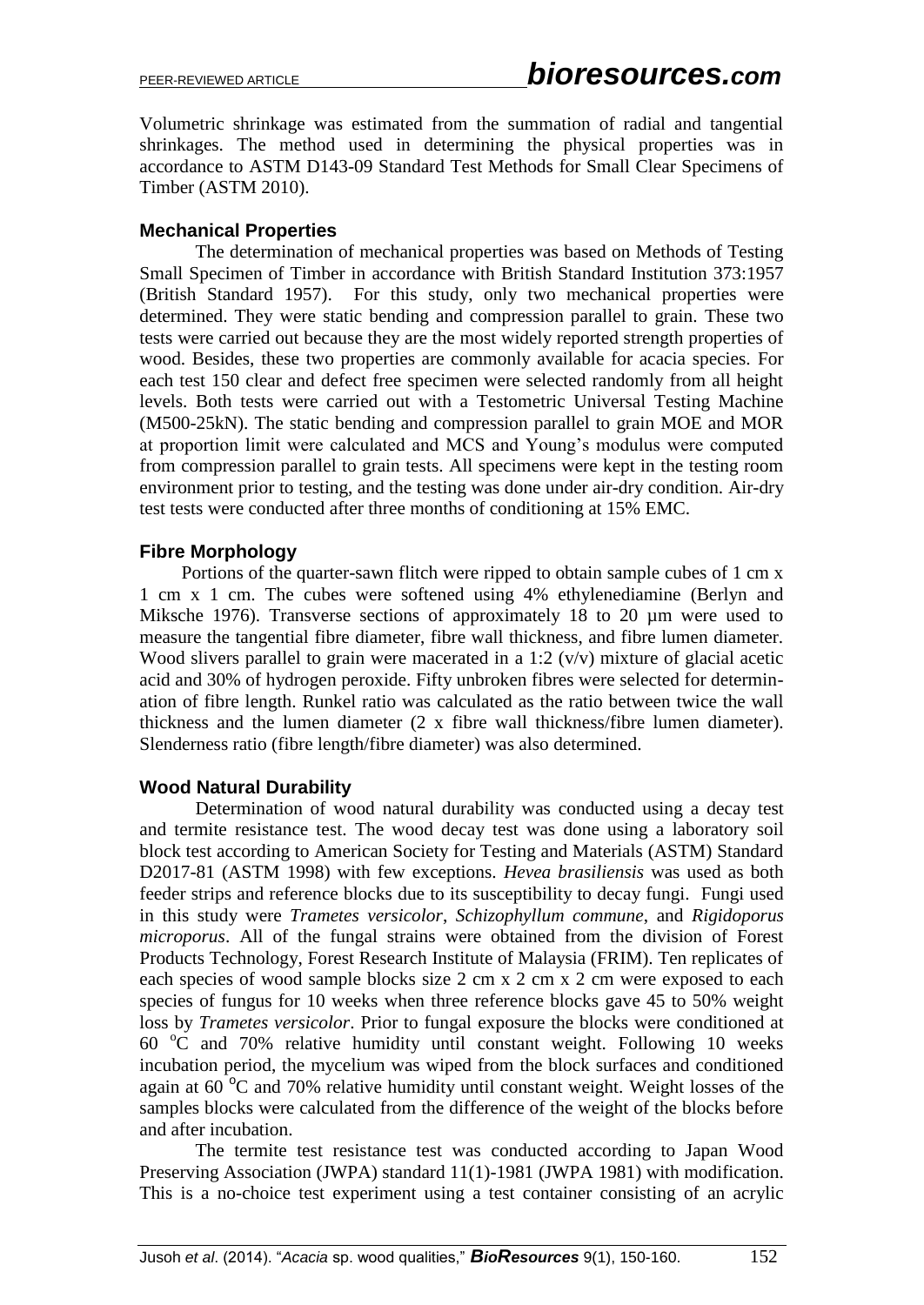Volumetric shrinkage was estimated from the summation of radial and tangential shrinkages. The method used in determining the physical properties was in accordance to ASTM D143-09 Standard Test Methods for Small Clear Specimens of Timber (ASTM 2010).

### Mechanical Properties

The determination of mechanical properties was based on Methods of Testing Small Specimen of Timber in accordance with British Standard Institution 373:1957 (British Standard 1957). For this study, only two mechanical properties were determined. They were static bending and compression parallel to grain. These two tests were carried out because they are the most widely reported strength properties of wood. Besides, these two properties are commonly available for acacia species. For each test 150 clear and defect free specimen were selected randomly from all height levels. Both tests were carried out with a Testometric Universal Testing Machine (M500-25kN). The static bending and compression parallel to grain MOE and MOR at proportion limit were calculated and MCS and Young's modulus were computed from compression parallel to grain tests. All specimens were kept in the testing room environment prior to testing, and the testing was done under air-dry condition. Air-dry test tests were conducted after three months of conditioning at 15% EMC.

### Fibre Morphology

Portions of the quarter-sawn flitch were ripped to obtain sample cubes of 1 cm x 1 cm x 1 cm. The cubes were softened using 4% ethylenediamine (Berlyn and Miksche 1976). Transverse sections of approximately 18 to 20 µm were used to measure the tangential fibre diameter, fibre wall thickness, and fibre lumen diameter. Wood slivers parallel to grain were macerated in a 1:2 (v/v) mixture of glacial acetic acid and 30% of hydrogen peroxide. Fifty unbroken fibres were selected for determination of fibre length. Runkel ratio was calculated as the ratio between twice the wall thickness and the lumen diameter (2 x fibre wall thickness/fibre lumen diameter). Slenderness ratio (fibre length/fibre diameter) was also determined.

### Wood Natural Durability

Determination of wood natural durability was conducted using a decay test and termite resistance test. The wood decay test was done using a laboratory soil block test according to American Society for Testing and Materials (ASTM) Standard D2017-81 (ASTM 1998) with few exceptions. *Hevea brasiliensis* was used as both feeder strips and reference blocks due to its susceptibility to decay fungi. Fungi used in this study were *Trametes versicolor*, *Schizophyllum commune*, and *Rigidoporus microporus*. All of the fungal strains were obtained from the division of Forest Products Technology, Forest Research Institute of Malaysia (FRIM). Ten replicates of each species of wood sample blocks size 2 cm x 2 cm x 2 cm were exposed to each species of fungus for 10 weeks when three reference blocks gave 45 to 50% weight loss by *Trametes versicolor*. Prior to fungal exposure the blocks were conditioned at 60 °C and 70% relative humidity until constant weight. Following 10 weeks incubation period, the mycelium was wiped from the block surfaces and conditioned again at 60 °C and 70% relative humidity until constant weight. Weight losses of the samples blocks were calculated from the difference of the weight of the blocks before and after incubation.

The termite test resistance test was conducted according to Japan Wood Preserving Association (JWPA) standard 11(1)-1981 (JWPA 1981) with modification. This is a no-choice test experiment using a test container consisting of an acrylic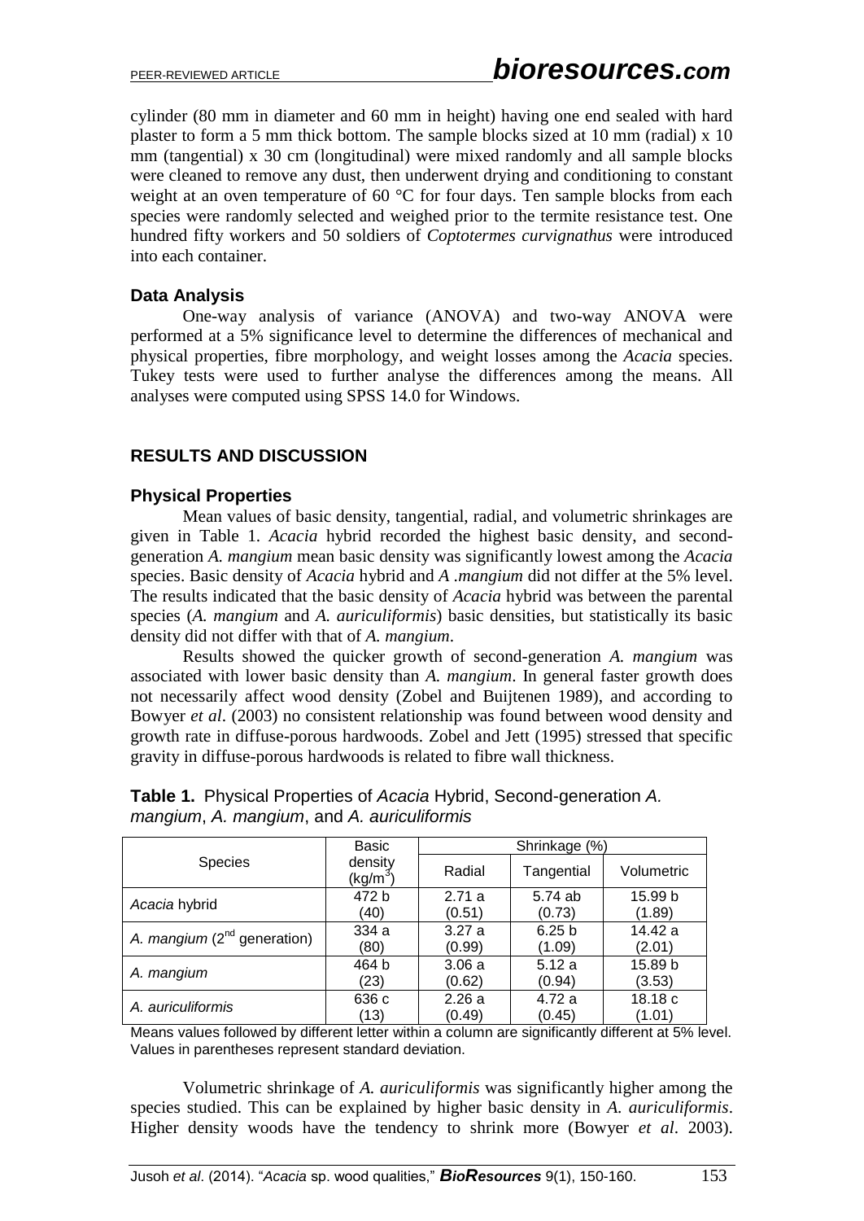cylinder (80 mm in diameter and 60 mm in height) having one end sealed with hard plaster to form a 5 mm thick bottom. The sample blocks sized at 10 mm (radial) x 10 mm (tangential) x 30 cm (longitudinal) were mixed randomly and all sample blocks were cleaned to remove any dust, then underwent drying and conditioning to constant weight at an oven temperature of 60 °C for four days. Ten sample blocks from each species were randomly selected and weighed prior to the termite resistance test. One hundred fifty workers and 50 soldiers of *Coptotermes curvignathus* were introduced into each container.

### Data Analysis

One-way analysis of variance (ANOVA) and two-way ANOVA were performed at a 5% significance level to determine the differences of mechanical and physical properties, fibre morphology, and weight losses among the *Acacia* species. Tukey tests were used to further analyse the differences among the means. All analyses were computed using SPSS 14.0 for Windows.

## RESULTS AND DISCUSSION

### Physical Properties

Mean values of basic density, tangential, radial, and volumetric shrinkages are given in Table 1. *Acacia* hybrid recorded the highest basic density, and second-generation *A. mangium* mean basic density was significantly lowest among the *Acacia* species. Basic density of *Acacia* hybrid and *A .mangium* did not differ at the 5% level. The results indicated that the basic density of *Acacia* hybrid was between the parental species (*A. mangium* and *A. auriculiformis*) basic densities, but statistically its basic density did not differ with that of *A. mangium*.

Results showed the quicker growth of second-generation *A. mangium* was associated with lower basic density than *A. mangium*. In general faster growth does not necessarily affect wood density (Zobel and Buijtenen 1989), and according to Bowyer *et al*. (2003) no consistent relationship was found between wood density and growth rate in diffuse-porous hardwoods. Zobel and Jett (1995) stressed that specific gravity in diffuse-porous hardwoods is related to fibre wall thickness.

**Table 1.** Physical Properties of *Acacia* Hybrid, Second-generation *A. mangium*, *A. mangium*, and *A. auriculiformis*

| Species | Basic density ($kg/m^3$) | Shrinkage (%) | | |
|---|---|---|---|---|
| | | Radial | Tangential | Volumetric |
| *Acacia* hybrid | 472 b (40) | 2.71 a (0.51) | 5.74 ab (0.73) | 15.99 b (1.89) |
| *A. mangium* ($2^{nd}$ generation) | 334 a (80) | 3.27 a (0.99) | 6.25 b (1.09) | 14.42 a (2.01) |
| *A. mangium* | 464 b (23) | 3.06 a (0.62) | 5.12 a (0.94) | 15.89 b (3.53) |
| *A. auriculiformis* | 636 c (13) | 2.26 a (0.49) | 4.72 a (0.45) | 18.18 c (1.01) |

Means values followed by different letter within a column are significantly different at 5% level. Values in parentheses represent standard deviation.

Volumetric shrinkage of *A. auriculiformis* was significantly higher among the species studied. This can be explained by higher basic density in *A. auriculiformis*. Higher density woods have the tendency to shrink more (Bowyer *et al*. 2003).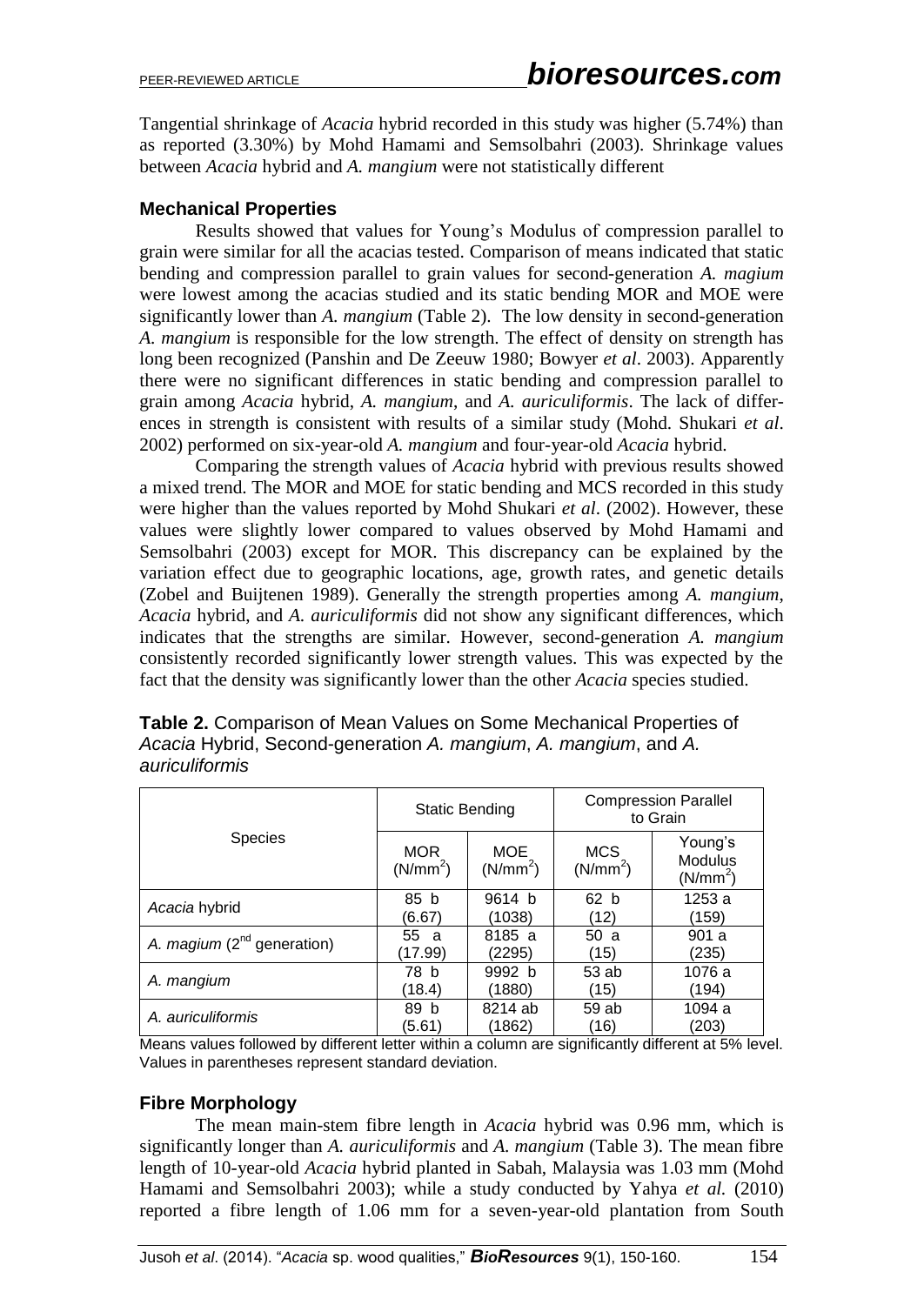Tangential shrinkage of *Acacia* hybrid recorded in this study was higher (5.74%) than as reported (3.30%) by Mohd Hamami and Semsolbahri (2003). Shrinkage values between *Acacia* hybrid and *A. mangium* were not statistically different

## Mechanical Properties

Results showed that values for Young's Modulus of compression parallel to grain were similar for all the acacias tested. Comparison of means indicated that static bending and compression parallel to grain values for second-generation *A. magium* were lowest among the acacias studied and its static bending MOR and MOE were significantly lower than *A. mangium* (Table 2). The low density in second-generation *A. mangium* is responsible for the low strength. The effect of density on strength has long been recognized (Panshin and De Zeeuw 1980; Bowyer *et al*. 2003). Apparently there were no significant differences in static bending and compression parallel to grain among *Acacia* hybrid, *A. mangium*, and *A. auriculiformis*. The lack of differences in strength is consistent with results of a similar study (Mohd. Shukari *et al*. 2002) performed on six-year-old *A. mangium* and four-year-old *Acacia* hybrid.

Comparing the strength values of *Acacia* hybrid with previous results showed a mixed trend. The MOR and MOE for static bending and MCS recorded in this study were higher than the values reported by Mohd Shukari *et al*. (2002). However, these values were slightly lower compared to values observed by Mohd Hamami and Semsolbahri (2003) except for MOR. This discrepancy can be explained by the variation effect due to geographic locations, age, growth rates, and genetic details (Zobel and Buijtenen 1989). Generally the strength properties among *A. mangium*, *Acacia* hybrid, and *A. auriculiformis* did not show any significant differences, which indicates that the strengths are similar. However, second-generation *A. mangium* consistently recorded significantly lower strength values. This was expected by the fact that the density was significantly lower than the other *Acacia* species studied.

**Table 2.** Comparison of Mean Values on Some Mechanical Properties of *Acacia* Hybrid, Second-generation *A. mangium*, *A. mangium*, and *A. auriculiformis*

| Species | Static Bending | | Compression Parallel to Grain | |
|---|---|---|---|---|
| | MOR ($N/mm^2$) | MOE ($N/mm^2$) | MCS ($N/mm^2$) | Young's Modulus ($N/mm^2$) |
| *Acacia* hybrid | 85 b (6.67) | 9614 b (1038) | 62 b (12) | 1253 a (159) |
| *A. magium* (2nd generation) | 55 a (17.99) | 8185 a (2295) | 50 a (15) | 901 a (235) |
| *A. mangium* | 78 b (18.4) | 9992 b (1880) | 53 ab (15) | 1076 a (194) |
| *A. auriculiformis* | 89 b (5.61) | 8214 ab (1862) | 59 ab (16) | 1094 a (203) |

Means values followed by different letter within a column are significantly different at 5% level. Values in parentheses represent standard deviation.

## Fibre Morphology

The mean main-stem fibre length in *Acacia* hybrid was 0.96 mm, which is significantly longer than *A. auriculiformis* and *A. mangium* (Table 3). The mean fibre length of 10-year-old *Acacia* hybrid planted in Sabah, Malaysia was 1.03 mm (Mohd Hamami and Semsolbahri 2003); while a study conducted by Yahya *et al.* (2010) reported a fibre length of 1.06 mm for a seven-year-old plantation from South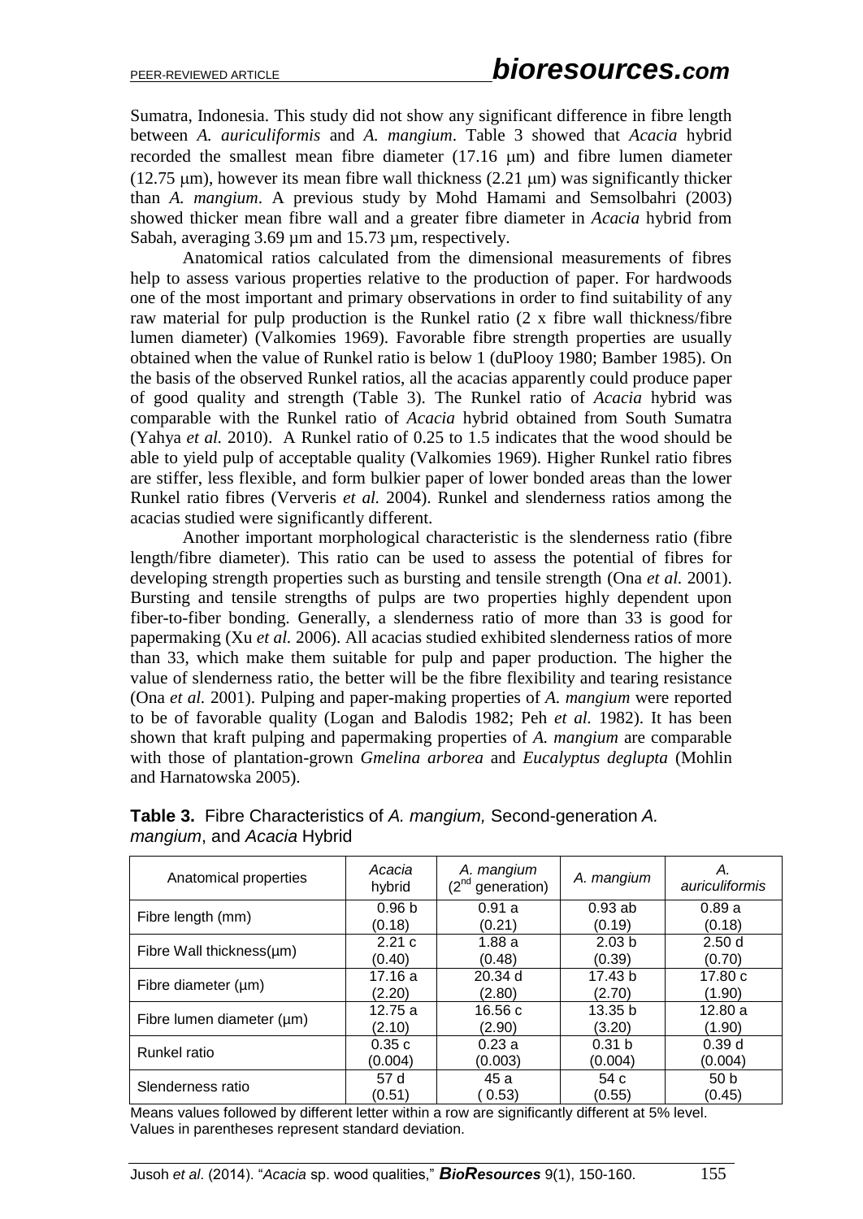Sumatra, Indonesia. This study did not show any significant difference in fibre length between *A. auriculiformis* and *A. mangium*. Table 3 showed that *Acacia* hybrid recorded the smallest mean fibre diameter (17.16 μm) and fibre lumen diameter (12.75 μm), however its mean fibre wall thickness (2.21 μm) was significantly thicker than *A. mangium*. A previous study by Mohd Hamami and Semsolbahri (2003) showed thicker mean fibre wall and a greater fibre diameter in *Acacia* hybrid from Sabah, averaging 3.69 μm and 15.73 μm, respectively.

Anatomical ratios calculated from the dimensional measurements of fibres help to assess various properties relative to the production of paper. For hardwoods one of the most important and primary observations in order to find suitability of any raw material for pulp production is the Runkel ratio (2 x fibre wall thickness/fibre lumen diameter) (Valkomies 1969). Favorable fibre strength properties are usually obtained when the value of Runkel ratio is below 1 (duPlooy 1980; Bamber 1985). On the basis of the observed Runkel ratios, all the acacias apparently could produce paper of good quality and strength (Table 3). The Runkel ratio of *Acacia* hybrid was comparable with the Runkel ratio of *Acacia* hybrid obtained from South Sumatra (Yahya *et al.* 2010). A Runkel ratio of 0.25 to 1.5 indicates that the wood should be able to yield pulp of acceptable quality (Valkomies 1969). Higher Runkel ratio fibres are stiffer, less flexible, and form bulkier paper of lower bonded areas than the lower Runkel ratio fibres (Ververis *et al.* 2004). Runkel and slenderness ratios among the acacias studied were significantly different.

Another important morphological characteristic is the slenderness ratio (fibre length/fibre diameter). This ratio can be used to assess the potential of fibres for developing strength properties such as bursting and tensile strength (Ona *et al.* 2001). Bursting and tensile strengths of pulps are two properties highly dependent upon fiber-to-fiber bonding. Generally, a slenderness ratio of more than 33 is good for papermaking (Xu *et al.* 2006). All acacias studied exhibited slenderness ratios of more than 33, which make them suitable for pulp and paper production. The higher the value of slenderness ratio, the better will be the fibre flexibility and tearing resistance (Ona *et al.* 2001). Pulping and paper-making properties of *A. mangium* were reported to be of favorable quality (Logan and Balodis 1982; Peh *et al.* 1982). It has been shown that kraft pulping and papermaking properties of *A. mangium* are comparable with those of plantation-grown *Gmelina arborea* and *Eucalyptus deglupta* (Mohlin and Harnatowska 2005).

**Table 3.** Fibre Characteristics of *A. mangium,* Second-generation *A. mangium*, and *Acacia* Hybrid

| Anatomical properties | *Acacia* hybrid | *A. mangium* (2nd generation) | *A. mangium* | *A. auriculiformis* |
|---|---|---|---|---|
| Fibre length (mm) | 0.96 b (0.18) | 0.91 a (0.21) | 0.93 ab (0.19) | 0.89 a (0.18) |
| Fibre Wall thickness(μm) | 2.21 c (0.40) | 1.88 a (0.48) | 2.03 b (0.39) | 2.50 d (0.70) |
| Fibre diameter (μm) | 17.16 a (2.20) | 20.34 d (2.80) | 17.43 b (2.70) | 17.80 c (1.90) |
| Fibre lumen diameter (μm) | 12.75 a (2.10) | 16.56 c (2.90) | 13.35 b (3.20) | 12.80 a (1.90) |
| Runkel ratio | 0.35 c (0.004) | 0.23 a (0.003) | 0.31 b (0.004) | 0.39 d (0.004) |
| Slenderness ratio | 57 d (0.51) | 45 a (0.53) | 54 c (0.55) | 50 b (0.45) |

Means values followed by different letter within a row are significantly different at 5% level.
Values in parentheses represent standard deviation.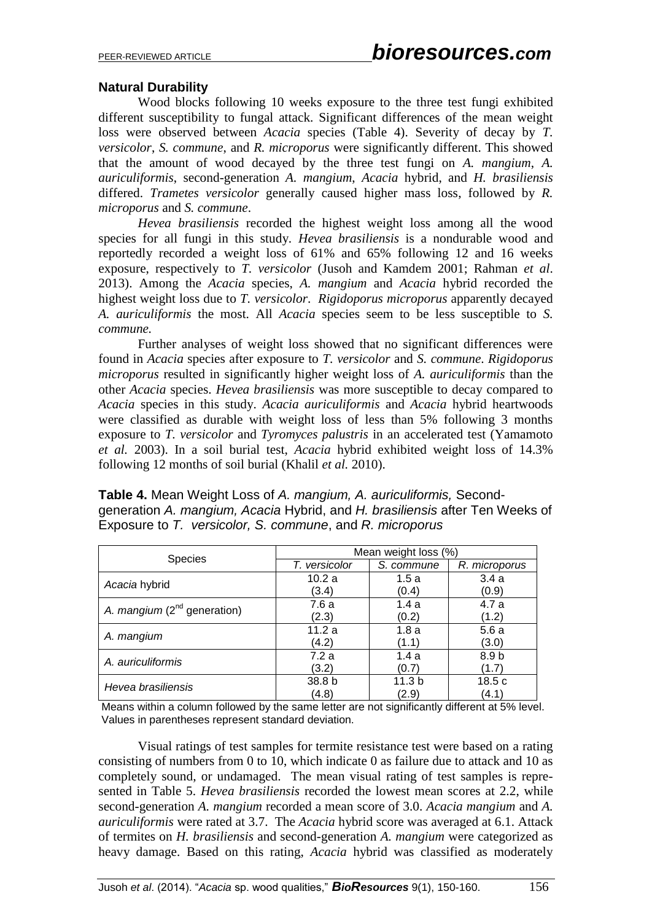### Natural Durability

Wood blocks following 10 weeks exposure to the three test fungi exhibited different susceptibility to fungal attack. Significant differences of the mean weight loss were observed between *Acacia* species (Table 4). Severity of decay by *T. versicolor*, *S. commune*, and *R. microporus* were significantly different. This showed that the amount of wood decayed by the three test fungi on *A. mangium*, *A. auriculiformis*, second-generation *A. mangium*, *Acacia* hybrid, and *H. brasiliensis* differed. *Trametes versicolor* generally caused higher mass loss, followed by *R. microporus* and *S. commune*.

*Hevea brasiliensis* recorded the highest weight loss among all the wood species for all fungi in this study. *Hevea brasiliensis* is a nondurable wood and reportedly recorded a weight loss of 61% and 65% following 12 and 16 weeks exposure, respectively to *T. versicolor* (Jusoh and Kamdem 2001; Rahman *et al*. 2013). Among the *Acacia* species, *A. mangium* and *Acacia* hybrid recorded the highest weight loss due to *T. versicolor*. *Rigidoporus microporus* apparently decayed *A. auriculiformis* the most. All *Acacia* species seem to be less susceptible to *S. commune.*

Further analyses of weight loss showed that no significant differences were found in *Acacia* species after exposure to *T. versicolor* and *S. commune*. *Rigidoporus microporus* resulted in significantly higher weight loss of *A. auriculiformis* than the other *Acacia* species. *Hevea brasiliensis* was more susceptible to decay compared to *Acacia* species in this study. *Acacia auriculiformis* and *Acacia* hybrid heartwoods were classified as durable with weight loss of less than 5% following 3 months exposure to *T. versicolor* and *Tyromyces palustris* in an accelerated test (Yamamoto *et al*. 2003). In a soil burial test, *Acacia* hybrid exhibited weight loss of 14.3% following 12 months of soil burial (Khalil *et al.* 2010).

**Table 4.** Mean Weight Loss of *A. mangium, A. auriculiformis,* Second-generation *A. mangium, Acacia* Hybrid, and *H. brasiliensis* after Ten Weeks of Exposure to *T. versicolor, S. commune*, and *R. microporus*

| Species | Mean weight loss (%) | | |
|---|---|---|---|
| | *T. versicolor* | *S. commune* | *R. microporus* |
| *Acacia* hybrid | 10.2 a (3.4) | 1.5 a (0.4) | 3.4 a (0.9) |
| *A. mangium* (2nd generation) | 7.6 a (2.3) | 1.4 a (0.2) | 4.7 a (1.2) |
| *A. mangium* | 11.2 a (4.2) | 1.8 a (1.1) | 5.6 a (3.0) |
| *A. auriculiformis* | 7.2 a (3.2) | 1.4 a (0.7) | 8.9 b (1.7) |
| *Hevea brasiliensis* | 38.8 b (4.8) | 11.3 b (2.9) | 18.5 c (4.1) |

Means within a column followed by the same letter are not significantly different at 5% level. Values in parentheses represent standard deviation.

Visual ratings of test samples for termite resistance test were based on a rating consisting of numbers from 0 to 10, which indicate 0 as failure due to attack and 10 as completely sound, or undamaged. The mean visual rating of test samples is represented in Table 5. *Hevea brasiliensis* recorded the lowest mean scores at 2.2, while second-generation *A. mangium* recorded a mean score of 3.0. *Acacia mangium* and *A. auriculiformis* were rated at 3.7. The *Acacia* hybrid score was averaged at 6.1. Attack of termites on *H. brasiliensis* and second-generation *A. mangium* were categorized as heavy damage. Based on this rating, *Acacia* hybrid was classified as moderately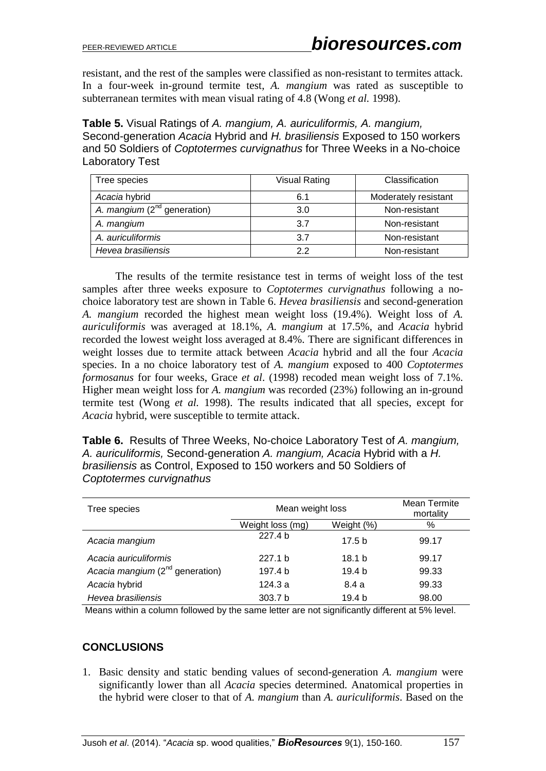resistant, and the rest of the samples were classified as non-resistant to termites attack. In a four-week in-ground termite test, *A. mangium* was rated as susceptible to subterranean termites with mean visual rating of 4.8 (Wong *et al.* 1998).

**Table 5.** Visual Ratings of *A. mangium, A. auriculiformis, A. mangium,* Second-generation *Acacia* Hybrid and *H. brasiliensis* Exposed to 150 workers and 50 Soldiers of *Coptotermes curvignathus* for Three Weeks in a No-choice Laboratory Test

| Tree species | Visual Rating | Classification |
|---|---|---|
| *Acacia* hybrid | 6.1 | Moderately resistant |
| *A. mangium* ($2^{nd}$ generation) | 3.0 | Non-resistant |
| *A. mangium* | 3.7 | Non-resistant |
| *A. auriculiformis* | 3.7 | Non-resistant |
| *Hevea brasiliensis* | 2.2 | Non-resistant |

The results of the termite resistance test in terms of weight loss of the test samples after three weeks exposure to *Coptotermes curvignathus* following a no-choice laboratory test are shown in Table 6. *Hevea brasiliensis* and second-generation *A. mangium* recorded the highest mean weight loss (19.4%). Weight loss of *A. auriculiformis* was averaged at 18.1%, *A. mangium* at 17.5%, and *Acacia* hybrid recorded the lowest weight loss averaged at 8.4%. There are significant differences in weight losses due to termite attack between *Acacia* hybrid and all the four *Acacia* species. In a no choice laboratory test of *A. mangium* exposed to 400 *Coptotermes formosanus* for four weeks, Grace *et al*. (1998) recoded mean weight loss of 7.1%. Higher mean weight loss for *A. mangium* was recorded (23%) following an in-ground termite test (Wong *et al.* 1998). The results indicated that all species, except for *Acacia* hybrid, were susceptible to termite attack.

**Table 6.** Results of Three Weeks, No-choice Laboratory Test of *A. mangium, A. auriculiformis,* Second-generation *A. mangium, Acacia* Hybrid with a *H. brasiliensis* as Control, Exposed to 150 workers and 50 Soldiers of *Coptotermes curvignathus*

| Tree species | Mean weight loss | | Mean Termite mortality |
|---|---|---|---|
| | Weight loss (mg) | Weight (%) | % |
| *Acacia mangium* | 227.4 b | 17.5 b | 99.17 |
| *Acacia auriculiformis* | 227.1 b | 18.1 b | 99.17 |
| *Acacia mangium* ($2^{nd}$ generation) | 197.4 b | 19.4 b | 99.33 |
| *Acacia* hybrid | 124.3 a | 8.4 a | 99.33 |
| *Hevea brasiliensis* | 303.7 b | 19.4 b | 98.00 |

Means within a column followed by the same letter are not significantly different at 5% level.

## CONCLUSIONS

1. Basic density and static bending values of second-generation *A. mangium* were significantly lower than all *Acacia* species determined. Anatomical properties in the hybrid were closer to that of *A. mangium* than *A. auriculiformis*. Based on the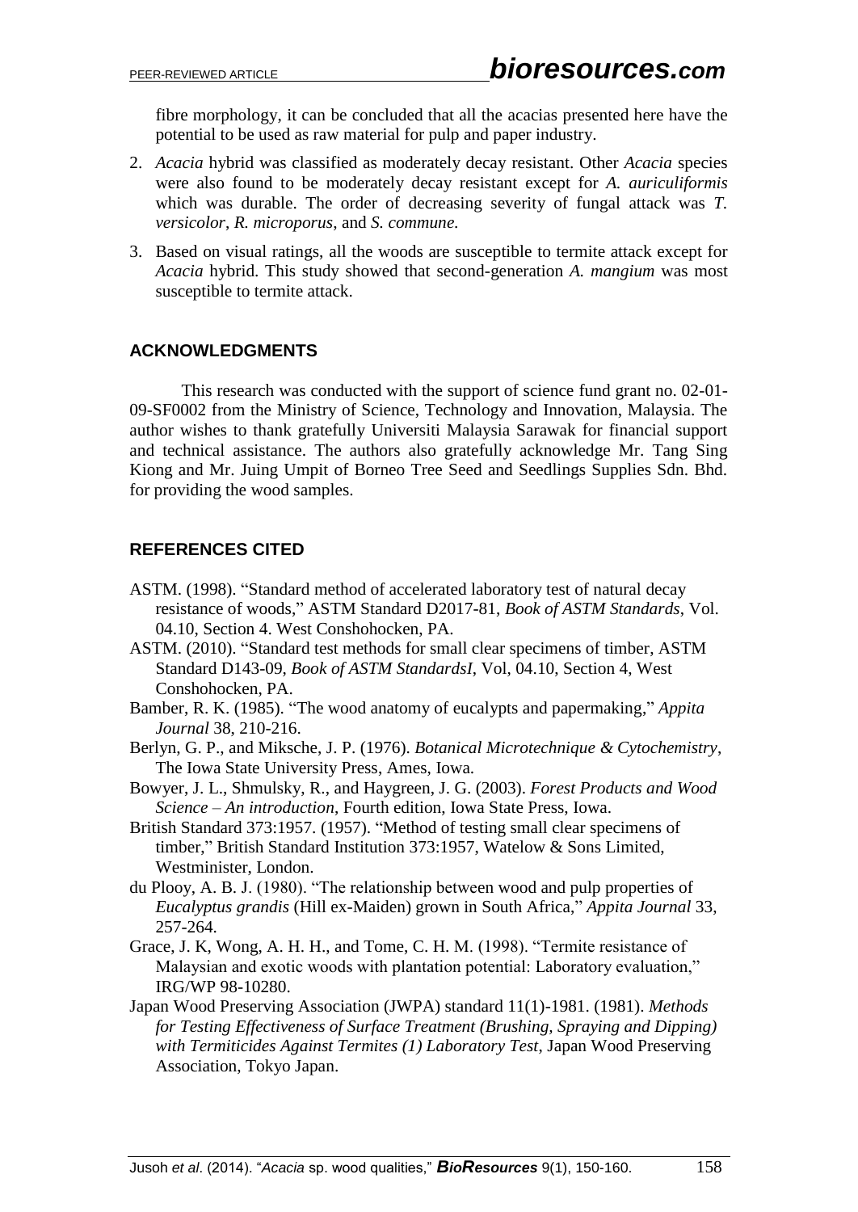fibre morphology, it can be concluded that all the acacias presented here have the potential to be used as raw material for pulp and paper industry.

2. *Acacia* hybrid was classified as moderately decay resistant. Other *Acacia* species were also found to be moderately decay resistant except for *A. auriculiformis* which was durable. The order of decreasing severity of fungal attack was *T. versicolor*, *R. microporus*, and *S. commune*.
3. Based on visual ratings, all the woods are susceptible to termite attack except for *Acacia* hybrid. This study showed that second-generation *A. mangium* was most susceptible to termite attack.

## ACKNOWLEDGMENTS

This research was conducted with the support of science fund grant no. 02-01-09-SF0002 from the Ministry of Science, Technology and Innovation, Malaysia. The author wishes to thank gratefully Universiti Malaysia Sarawak for financial support and technical assistance. The authors also gratefully acknowledge Mr. Tang Sing Kiong and Mr. Juing Umpit of Borneo Tree Seed and Seedlings Supplies Sdn. Bhd. for providing the wood samples.

## REFERENCES CITED

ASTM. (1998). "Standard method of accelerated laboratory test of natural decay resistance of woods," ASTM Standard D2017-81, *Book of ASTM Standards*, Vol. 04.10, Section 4. West Conshohocken, PA.

ASTM. (2010). "Standard test methods for small clear specimens of timber, ASTM Standard D143-09, *Book of ASTM StandardsI*, Vol, 04.10, Section 4, West Conshohocken, PA.

Bamber, R. K. (1985). "The wood anatomy of eucalypts and papermaking," *Appita Journal* 38, 210-216.

Berlyn, G. P., and Miksche, J. P. (1976). *Botanical Microtechnique & Cytochemistry*, The Iowa State University Press, Ames, Iowa.

Bowyer, J. L., Shmulsky, R., and Haygreen, J. G. (2003). *Forest Products and Wood Science – An introduction*, Fourth edition, Iowa State Press, Iowa.

British Standard 373:1957. (1957). "Method of testing small clear specimens of timber," British Standard Institution 373:1957, Watelow & Sons Limited, Westminister, London.

du Plooy, A. B. J. (1980). "The relationship between wood and pulp properties of *Eucalyptus grandis* (Hill ex-Maiden) grown in South Africa," *Appita Journal* 33, 257-264.

Grace, J. K, Wong, A. H. H., and Tome, C. H. M. (1998). "Termite resistance of Malaysian and exotic woods with plantation potential: Laboratory evaluation," IRG/WP 98-10280.

Japan Wood Preserving Association (JWPA) standard 11(1)-1981. (1981). *Methods for Testing Effectiveness of Surface Treatment (Brushing, Spraying and Dipping) with Termiticides Against Termites (1) Laboratory Test*, Japan Wood Preserving Association, Tokyo Japan.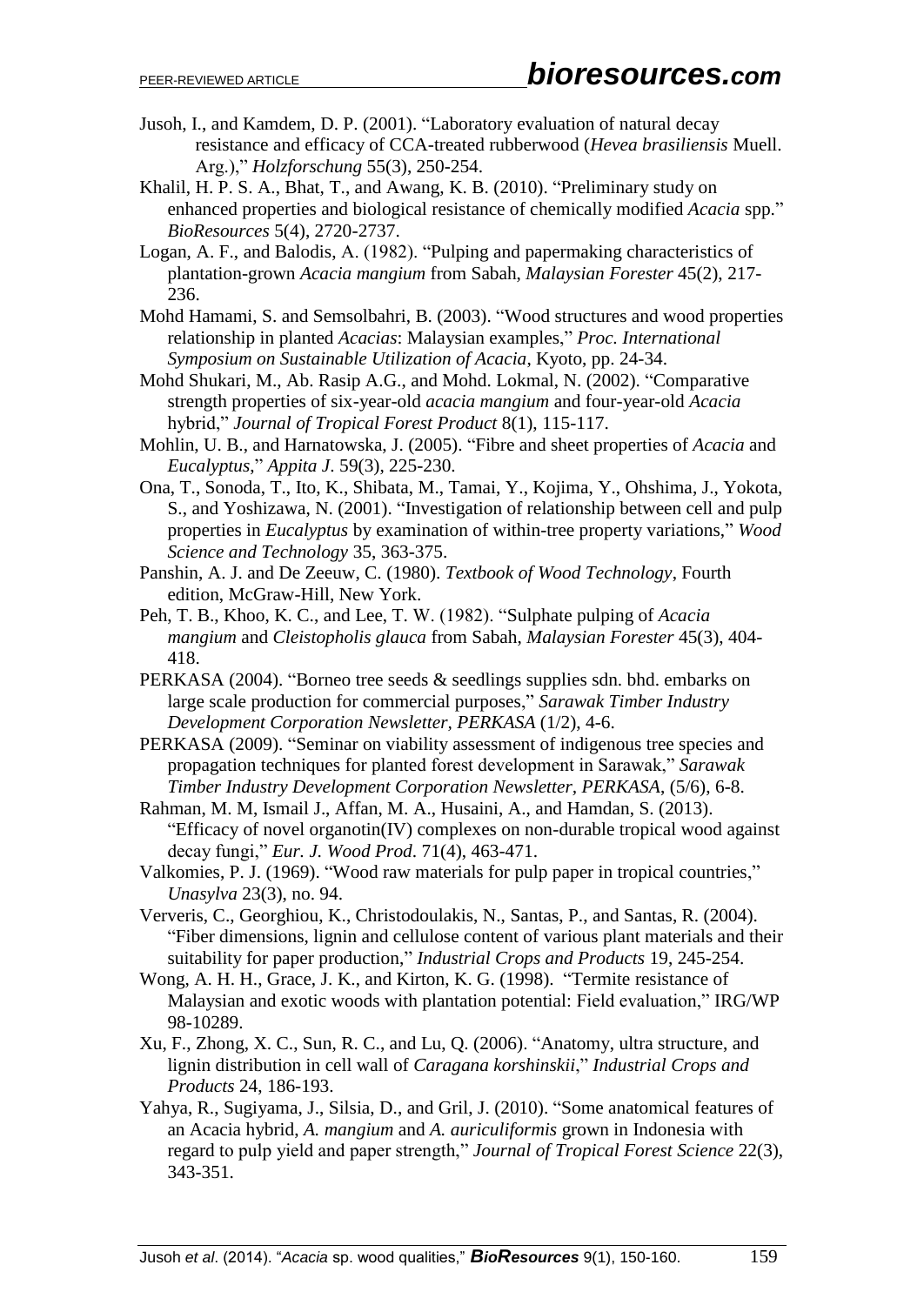Jusoh, I., and Kamdem, D. P. (2001). "Laboratory evaluation of natural decay resistance and efficacy of CCA-treated rubberwood (*Hevea brasiliensis* Muell. Arg.)," *Holzforschung* 55(3), 250-254.

Khalil, H. P. S. A., Bhat, T., and Awang, K. B. (2010). "Preliminary study on enhanced properties and biological resistance of chemically modified *Acacia* spp." *BioResources* 5(4), 2720-2737.

Logan, A. F., and Balodis, A. (1982). "Pulping and papermaking characteristics of plantation-grown *Acacia mangium* from Sabah, *Malaysian Forester* 45(2), 217-236.

Mohd Hamami, S. and Semsolbahri, B. (2003). "Wood structures and wood properties relationship in planted *Acacias*: Malaysian examples," *Proc. International Symposium on Sustainable Utilization of Acacia*, Kyoto, pp. 24-34.

Mohd Shukari, M., Ab. Rasip A.G., and Mohd. Lokmal, N. (2002). "Comparative strength properties of six-year-old *acacia mangium* and four-year-old *Acacia* hybrid," *Journal of Tropical Forest Product* 8(1), 115-117.

Mohlin, U. B., and Harnatowska, J. (2005). "Fibre and sheet properties of *Acacia* and *Eucalyptus*," *Appita J*. 59(3), 225-230.

Ona, T., Sonoda, T., Ito, K., Shibata, M., Tamai, Y., Kojima, Y., Ohshima, J., Yokota, S., and Yoshizawa, N. (2001). "Investigation of relationship between cell and pulp properties in *Eucalyptus* by examination of within-tree property variations," *Wood Science and Technology* 35, 363-375.

Panshin, A. J. and De Zeeuw, C. (1980). *Textbook of Wood Technology*, Fourth edition, McGraw-Hill, New York.

Peh, T. B., Khoo, K. C., and Lee, T. W. (1982). "Sulphate pulping of *Acacia mangium* and *Cleistopholis glauca* from Sabah, *Malaysian Forester* 45(3), 404-418.

PERKASA (2004). "Borneo tree seeds & seedlings supplies sdn. bhd. embarks on large scale production for commercial purposes," *Sarawak Timber Industry Development Corporation Newsletter, PERKASA* (1/2), 4-6.

PERKASA (2009). "Seminar on viability assessment of indigenous tree species and propagation techniques for planted forest development in Sarawak," *Sarawak Timber Industry Development Corporation Newsletter, PERKASA*, (5/6), 6-8.

Rahman, M. M, Ismail J., Affan, M. A., Husaini, A., and Hamdan, S. (2013). "Efficacy of novel organotin(IV) complexes on non-durable tropical wood against decay fungi," *Eur. J. Wood Prod*. 71(4), 463-471.

Valkomies, P. J. (1969). "Wood raw materials for pulp paper in tropical countries," *Unasylva* 23(3), no. 94.

Ververis, C., Georghiou, K., Christodoulakis, N., Santas, P., and Santas, R. (2004). "Fiber dimensions, lignin and cellulose content of various plant materials and their suitability for paper production," *Industrial Crops and Products* 19, 245-254.

Wong, A. H. H., Grace, J. K., and Kirton, K. G. (1998). "Termite resistance of Malaysian and exotic woods with plantation potential: Field evaluation," IRG/WP 98-10289.

Xu, F., Zhong, X. C., Sun, R. C., and Lu, Q. (2006). "Anatomy, ultra structure, and lignin distribution in cell wall of *Caragana korshinskii*," *Industrial Crops and Products* 24, 186-193.

Yahya, R., Sugiyama, J., Silsia, D., and Gril, J. (2010). "Some anatomical features of an Acacia hybrid, *A. mangium* and *A. auriculiformis* grown in Indonesia with regard to pulp yield and paper strength," *Journal of Tropical Forest Science* 22(3), 343-351.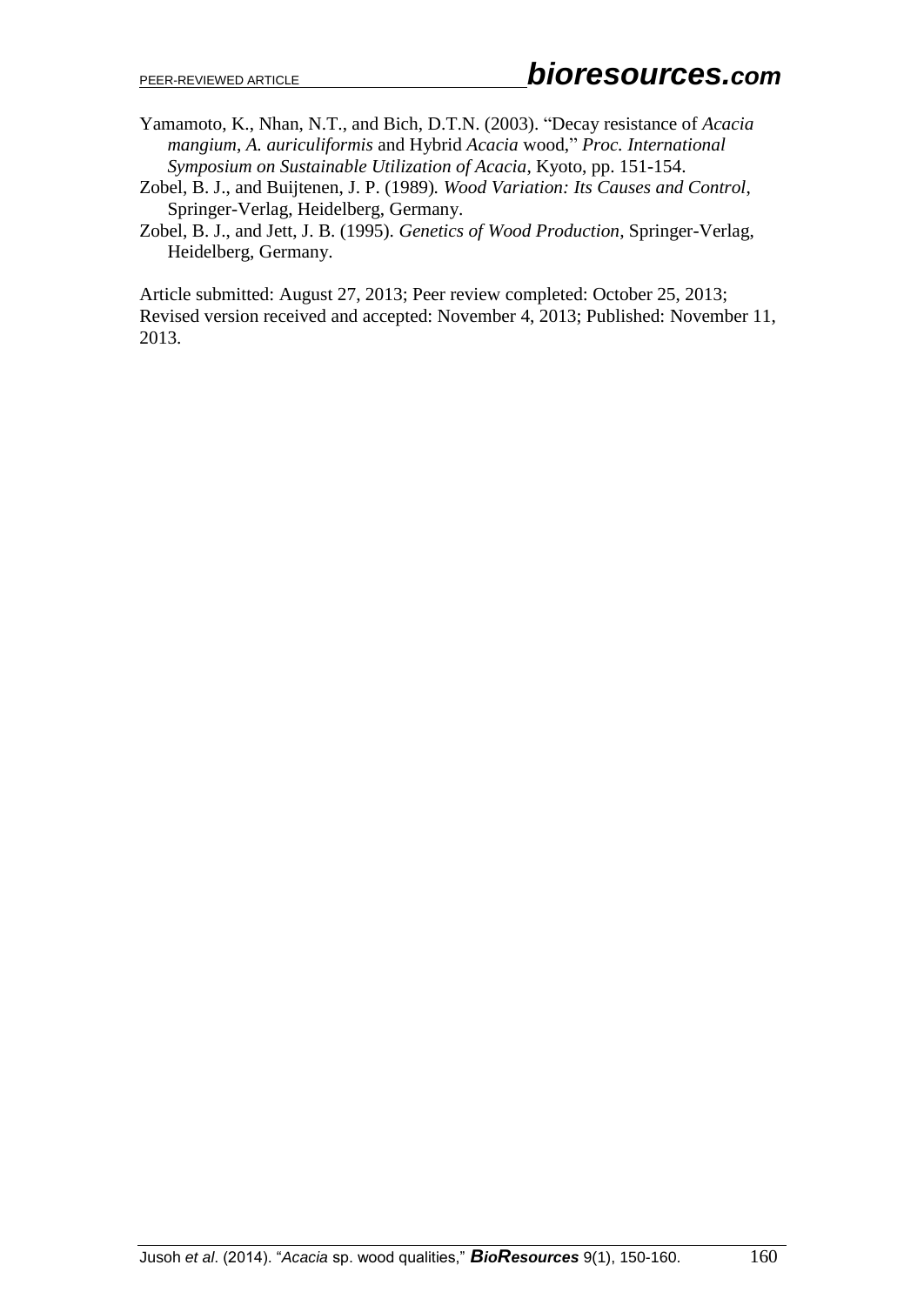Yamamoto, K., Nhan, N.T., and Bich, D.T.N. (2003). "Decay resistance of *Acacia mangium*, *A. auriculiformis* and Hybrid *Acacia* wood," *Proc. International Symposium on Sustainable Utilization of Acacia*, Kyoto, pp. 151-154.

Zobel, B. J., and Buijtenen, J. P. (1989). *Wood Variation: Its Causes and Control*, Springer-Verlag, Heidelberg, Germany.

Zobel, B. J., and Jett, J. B. (1995). *Genetics of Wood Production*, Springer-Verlag, Heidelberg, Germany.

Article submitted: August 27, 2013; Peer review completed: October 25, 2013; Revised version received and accepted: November 4, 2013; Published: November 11, 2013.